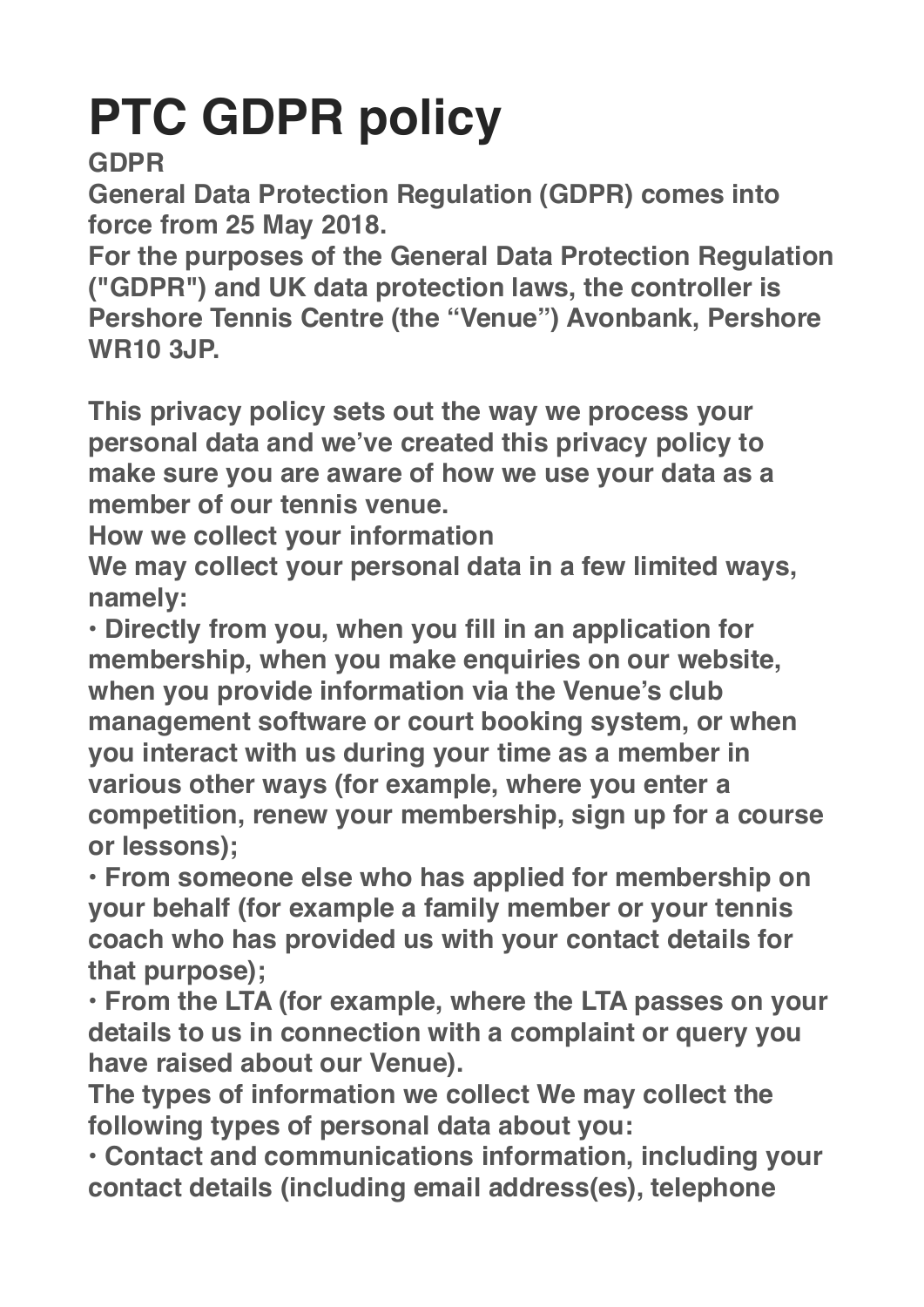# PTC GDPR policy

**GDPR**

**General Data Protection Regulation (GDPR) comes into force from 25 May 2018.**

**For the purposes of the General Data Protection Regulation ("GDPR") and UK data protection laws, the controller is Pershore Tennis Centre (the "Venue") Avonbank, Pershore WR10 3JP.**

**This privacy policy sets out the way we process your personal data and we've created this privacy policy to make sure you are aware of how we use your data as a member of our tennis venue.**

**How we collect your information**

**We may collect your personal data in a few limited ways, namely:**

- **Directly from you, when you fill in an application for membership, when you make enquiries on our website, when you provide information via the Venue's club management software or court booking system, or when you interact with us during your time as a member in various other ways (for example, where you enter a competition, renew your membership, sign up for a course or lessons);**
- **From someone else who has applied for membership on your behalf (for example a family member or your tennis coach who has provided us with your contact details for that purpose);**
- **From the LTA (for example, where the LTA passes on your details to us in connection with a complaint or query you have raised about our Venue).**

**The types of information we collect We may collect the following types of personal data about you:**

- **Contact and communications information, including your contact details (including email address(es), telephone**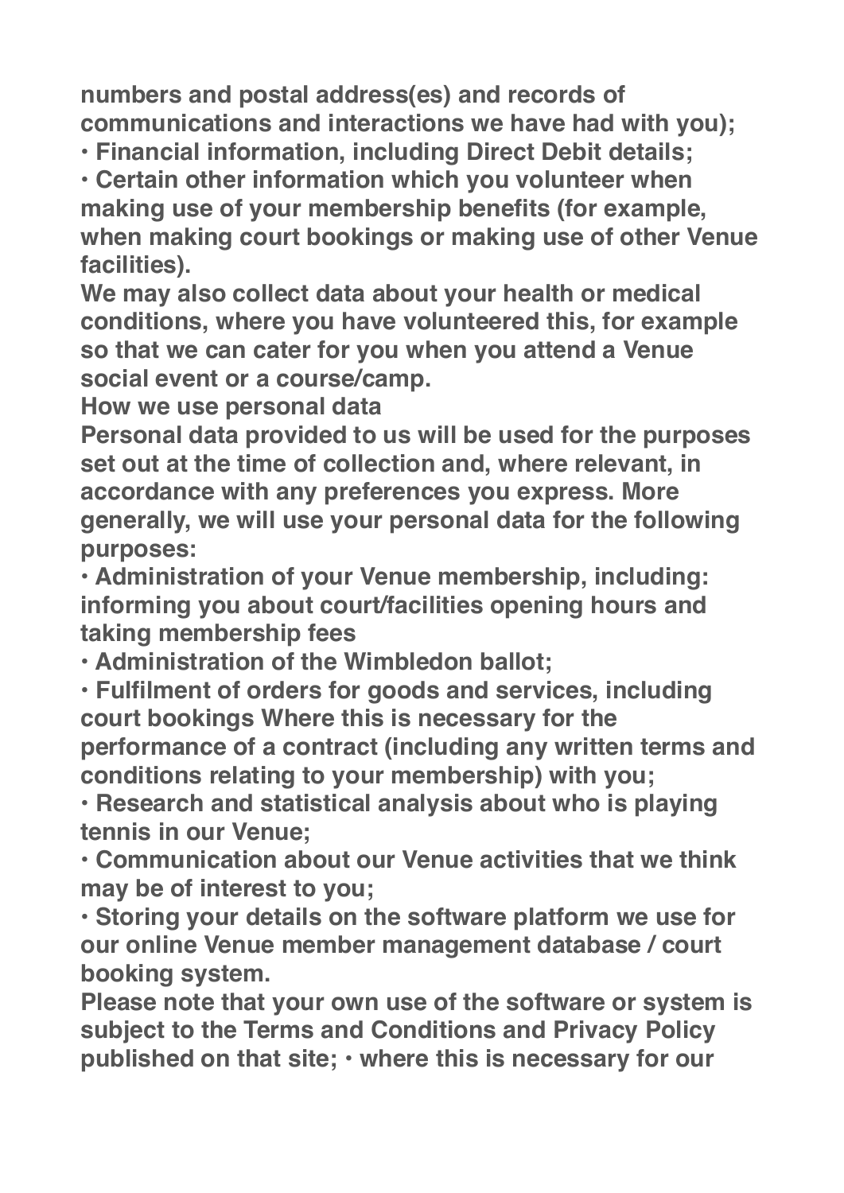numbers and postal address(es) and records of communications and interactions we have had with you);

- Financial information, including Direct Debit details;
- Certain other information which you volunteer when making use of your membership benefits (for example, when making court bookings or making use of other Venue facilities).

We may also collect data about your health or medical conditions, where you have volunteered this, for example so that we can cater for you when you attend a Venue social event or a course/camp.

How we use personal data

Personal data provided to us will be used for the purposes set out at the time of collection and, where relevant, in accordance with any preferences you express. More generally, we will use your personal data for the following purposes:

- Administration of your Venue membership, including: informing you about court/facilities opening hours and taking membership fees
- Administration of the Wimbledon ballot;
- Fulfilment of orders for goods and services, including court bookings Where this is necessary for the performance of a contract (including any written terms and conditions relating to your membership) with you;
- Research and statistical analysis about who is playing tennis in our Venue;
- Communication about our Venue activities that we think may be of interest to you;
- Storing your details on the software platform we use for our online Venue member management database / court booking system.

Please note that your own use of the software or system is subject to the Terms and Conditions and Privacy Policy published on that site; • where this is necessary for our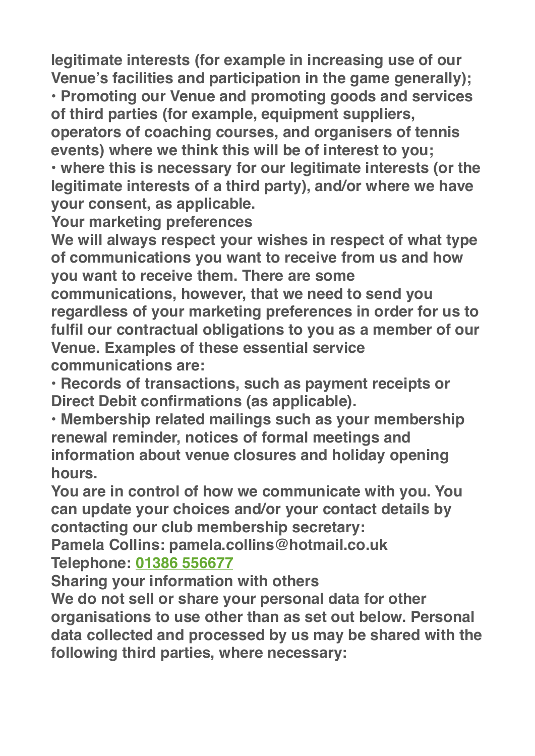legitimate interests (for example in increasing use of our Venue's facilities and participation in the game generally);

- Promoting our Venue and promoting goods and services of third parties (for example, equipment suppliers, operators of coaching courses, and organisers of tennis events) where we think this will be of interest to you;
- where this is necessary for our legitimate interests (or the legitimate interests of a third party), and/or where we have your consent, as applicable.

## Your marketing preferences

We will always respect your wishes in respect of what type of communications you want to receive from us and how you want to receive them. There are some communications, however, that we need to send you regardless of your marketing preferences in order for us to fulfil our contractual obligations to you as a member of our Venue. Examples of these essential service communications are:

- Records of transactions, such as payment receipts or Direct Debit confirmations (as applicable).
- Membership related mailings such as your membership renewal reminder, notices of formal meetings and information about venue closures and holiday opening hours.

You are in control of how we communicate with you. You can update your choices and/or your contact details by contacting our club membership secretary:

Pamela Collins: pamela.collins@hotmail.co.uk

Telephone: 01386 556677

## Sharing your information with others

We do not sell or share your personal data for other organisations to use other than as set out below. Personal data collected and processed by us may be shared with the following third parties, where necessary: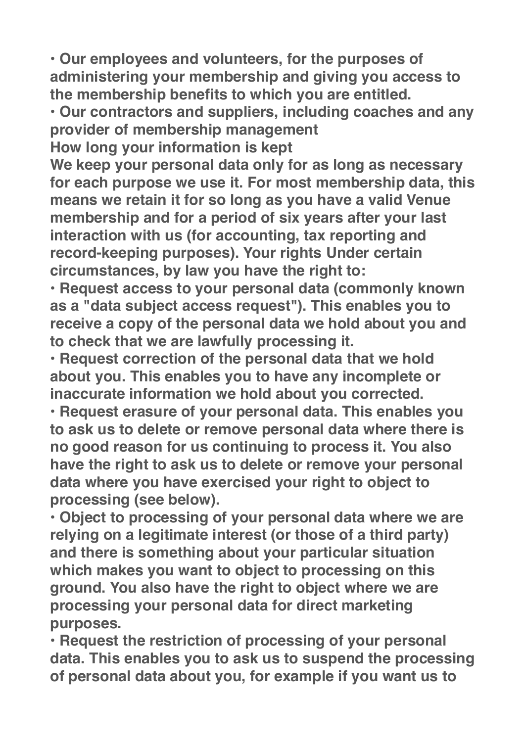- Our employees and volunteers, for the purposes of administering your membership and giving you access to the membership benefits to which you are entitled.
- Our contractors and suppliers, including coaches and any provider of membership management

**How long your information is kept**

We keep your personal data only for as long as necessary for each purpose we use it. For most membership data, this means we retain it for so long as you have a valid Venue membership and for a period of six years after your last interaction with us (for accounting, tax reporting and record-keeping purposes). Your rights Under certain circumstances, by law you have the right to:

- Request access to your personal data (commonly known as a "data subject access request"). This enables you to receive a copy of the personal data we hold about you and to check that we are lawfully processing it.
- Request correction of the personal data that we hold about you. This enables you to have any incomplete or inaccurate information we hold about you corrected.
- Request erasure of your personal data. This enables you to ask us to delete or remove personal data where there is no good reason for us continuing to process it. You also have the right to ask us to delete or remove your personal data where you have exercised your right to object to processing (see below).
- Object to processing of your personal data where we are relying on a legitimate interest (or those of a third party) and there is something about your particular situation which makes you want to object to processing on this ground. You also have the right to object where we are processing your personal data for direct marketing purposes.
- Request the restriction of processing of your personal data. This enables you to ask us to suspend the processing of personal data about you, for example if you want us to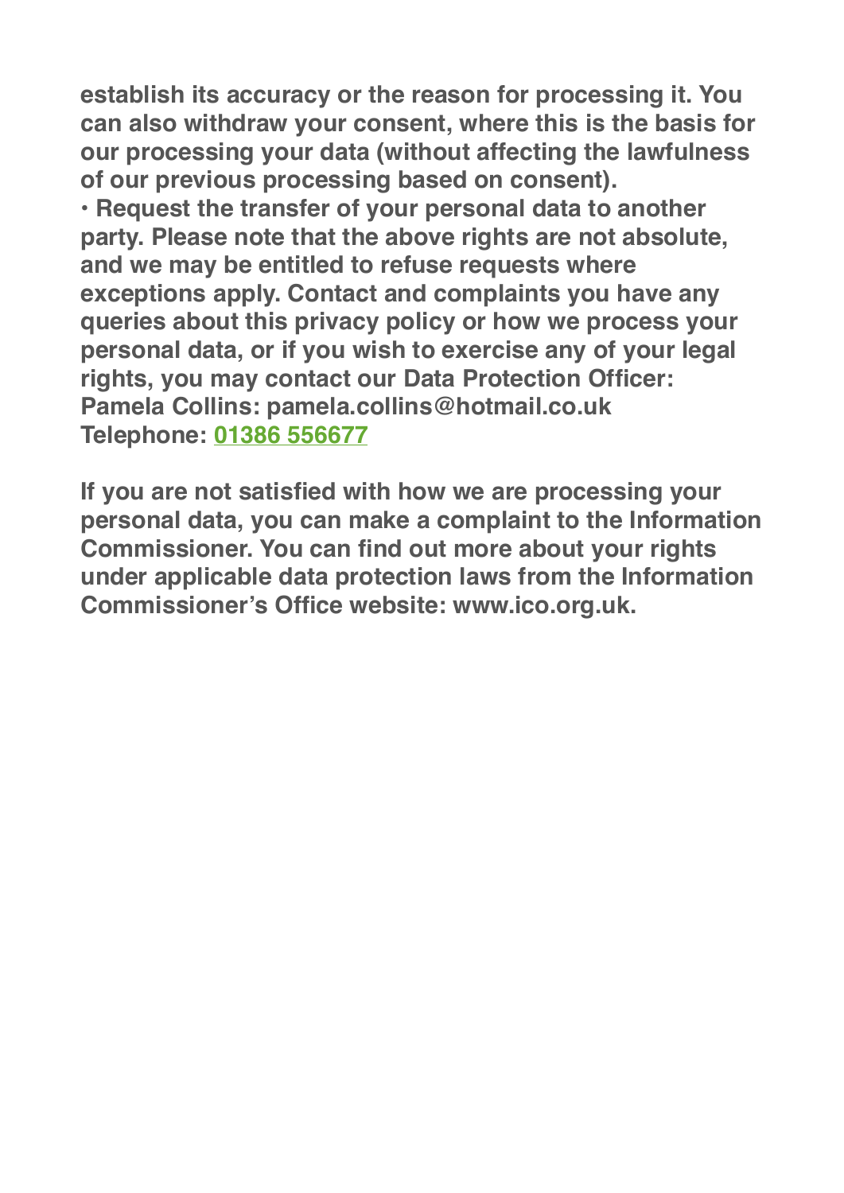**establish its accuracy or the reason for processing it. You can also withdraw your consent, where this is the basis for our processing your data (without affecting the lawfulness of our previous processing based on consent).**

**• Request the transfer of your personal data to another party. Please note that the above rights are not absolute, and we may be entitled to refuse requests where exceptions apply. Contact and complaints you have any queries about this privacy policy or how we process your personal data, or if you wish to exercise any of your legal rights, you may contact our Data Protection Officer: Pamela Collins: pamela.collins@hotmail.co.uk**
**Telephone: 01386 556677**

**If you are not satisfied with how we are processing your personal data, you can make a complaint to the Information Commissioner. You can find out more about your rights under applicable data protection laws from the Information Commissioner's Office website: www.ico.org.uk.**